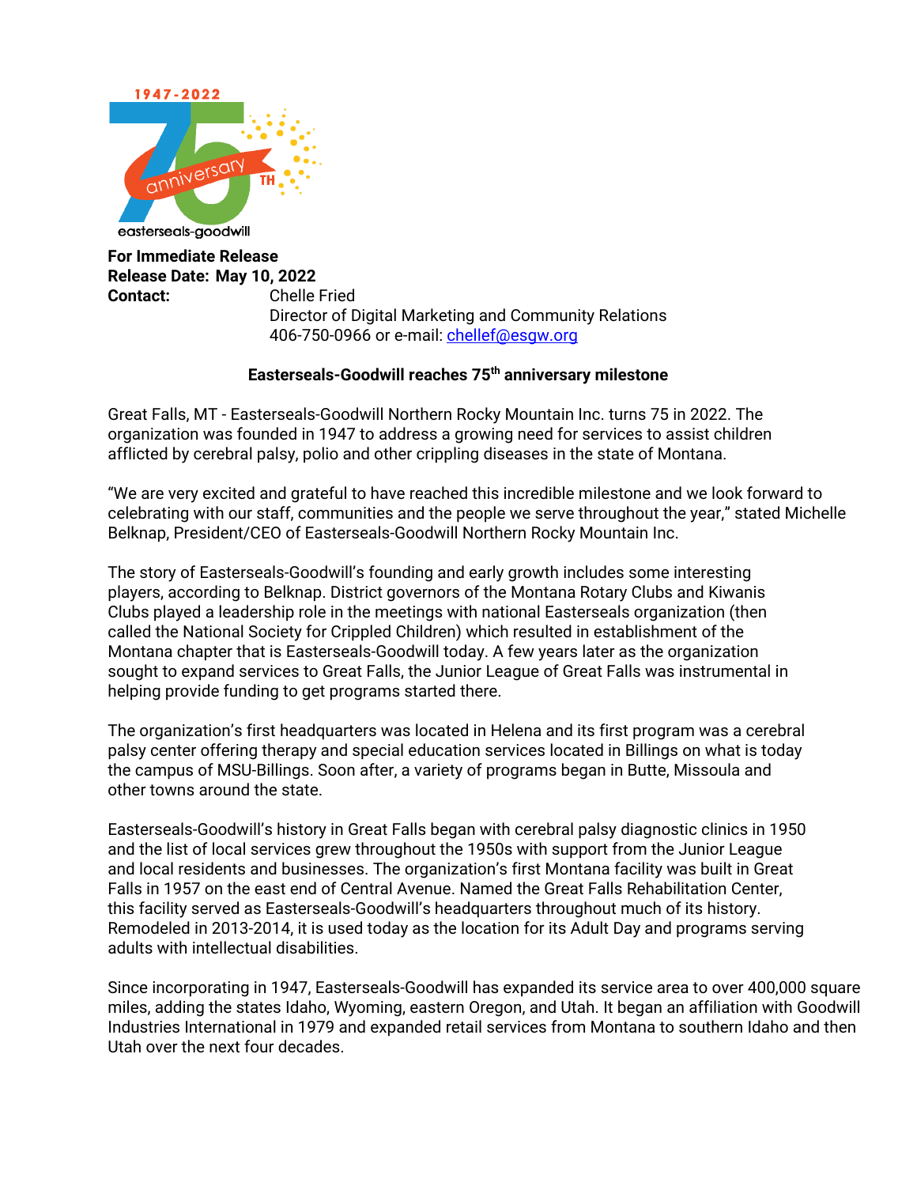**For Immediate Release**
**Release Date: May 10, 2022**
**Contact:** Chelle Fried
Director of Digital Marketing and Community Relations
406-750-0966 or e-mail: chellef@esgw.org

**Easterseals-Goodwill reaches 75th anniversary milestone**

Great Falls, MT - Easterseals-Goodwill Northern Rocky Mountain Inc. turns 75 in 2022. The organization was founded in 1947 to address a growing need for services to assist children afflicted by cerebral palsy, polio and other crippling diseases in the state of Montana.

"We are very excited and grateful to have reached this incredible milestone and we look forward to celebrating with our staff, communities and the people we serve throughout the year," stated Michelle Belknap, President/CEO of Easterseals-Goodwill Northern Rocky Mountain Inc.

The story of Easterseals-Goodwill's founding and early growth includes some interesting players, according to Belknap. District governors of the Montana Rotary Clubs and Kiwanis Clubs played a leadership role in the meetings with national Easterseals organization (then called the National Society for Crippled Children) which resulted in establishment of the Montana chapter that is Easterseals-Goodwill today. A few years later as the organization sought to expand services to Great Falls, the Junior League of Great Falls was instrumental in helping provide funding to get programs started there.

The organization's first headquarters was located in Helena and its first program was a cerebral palsy center offering therapy and special education services located in Billings on what is today the campus of MSU-Billings. Soon after, a variety of programs began in Butte, Missoula and other towns around the state.

Easterseals-Goodwill's history in Great Falls began with cerebral palsy diagnostic clinics in 1950 and the list of local services grew throughout the 1950s with support from the Junior League and local residents and businesses. The organization's first Montana facility was built in Great Falls in 1957 on the east end of Central Avenue. Named the Great Falls Rehabilitation Center, this facility served as Easterseals-Goodwill's headquarters throughout much of its history. Remodeled in 2013-2014, it is used today as the location for its Adult Day and programs serving adults with intellectual disabilities.

Since incorporating in 1947, Easterseals-Goodwill has expanded its service area to over 400,000 square miles, adding the states Idaho, Wyoming, eastern Oregon, and Utah. It began an affiliation with Goodwill Industries International in 1979 and expanded retail services from Montana to southern Idaho and then Utah over the next four decades.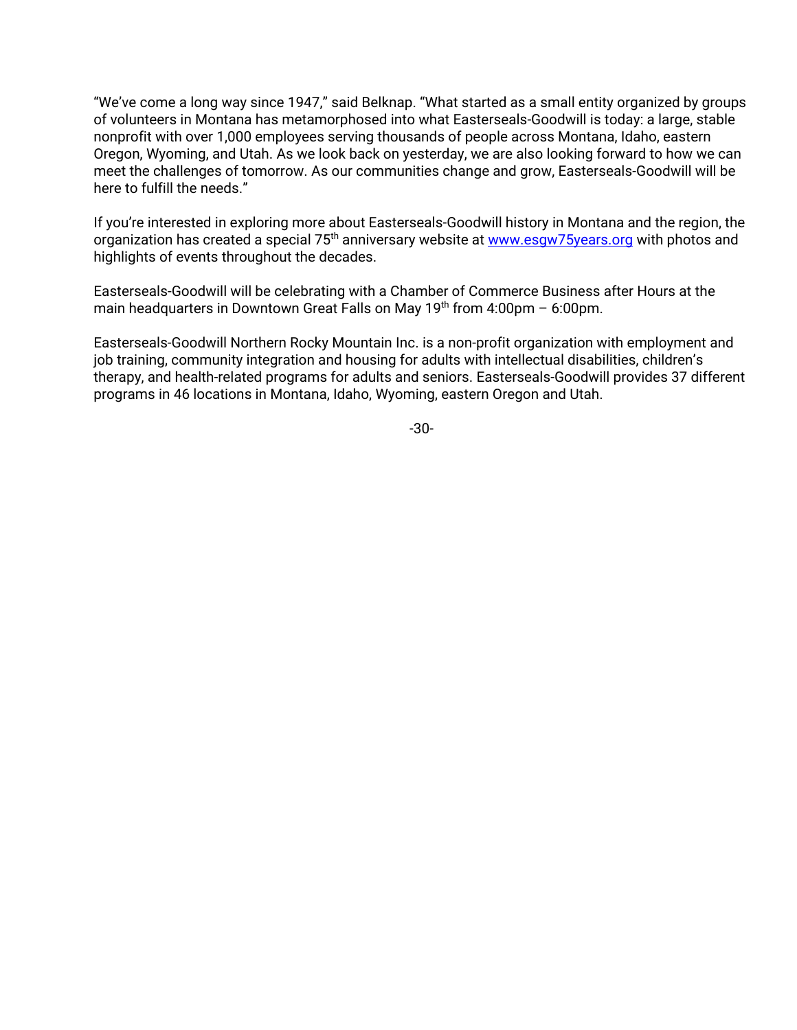"We've come a long way since 1947," said Belknap. "What started as a small entity organized by groups of volunteers in Montana has metamorphosed into what Easterseals-Goodwill is today: a large, stable nonprofit with over 1,000 employees serving thousands of people across Montana, Idaho, eastern Oregon, Wyoming, and Utah. As we look back on yesterday, we are also looking forward to how we can meet the challenges of tomorrow. As our communities change and grow, Easterseals-Goodwill will be here to fulfill the needs."

If you're interested in exploring more about Easterseals-Goodwill history in Montana and the region, the organization has created a special 75th anniversary website at [www.esgw75years.org](http://www.esgw75years.org) with photos and highlights of events throughout the decades.

Easterseals-Goodwill will be celebrating with a Chamber of Commerce Business after Hours at the main headquarters in Downtown Great Falls on May 19th from 4:00pm – 6:00pm.

Easterseals-Goodwill Northern Rocky Mountain Inc. is a non-profit organization with employment and job training, community integration and housing for adults with intellectual disabilities, children's therapy, and health-related programs for adults and seniors. Easterseals-Goodwill provides 37 different programs in 46 locations in Montana, Idaho, Wyoming, eastern Oregon and Utah.

-30-